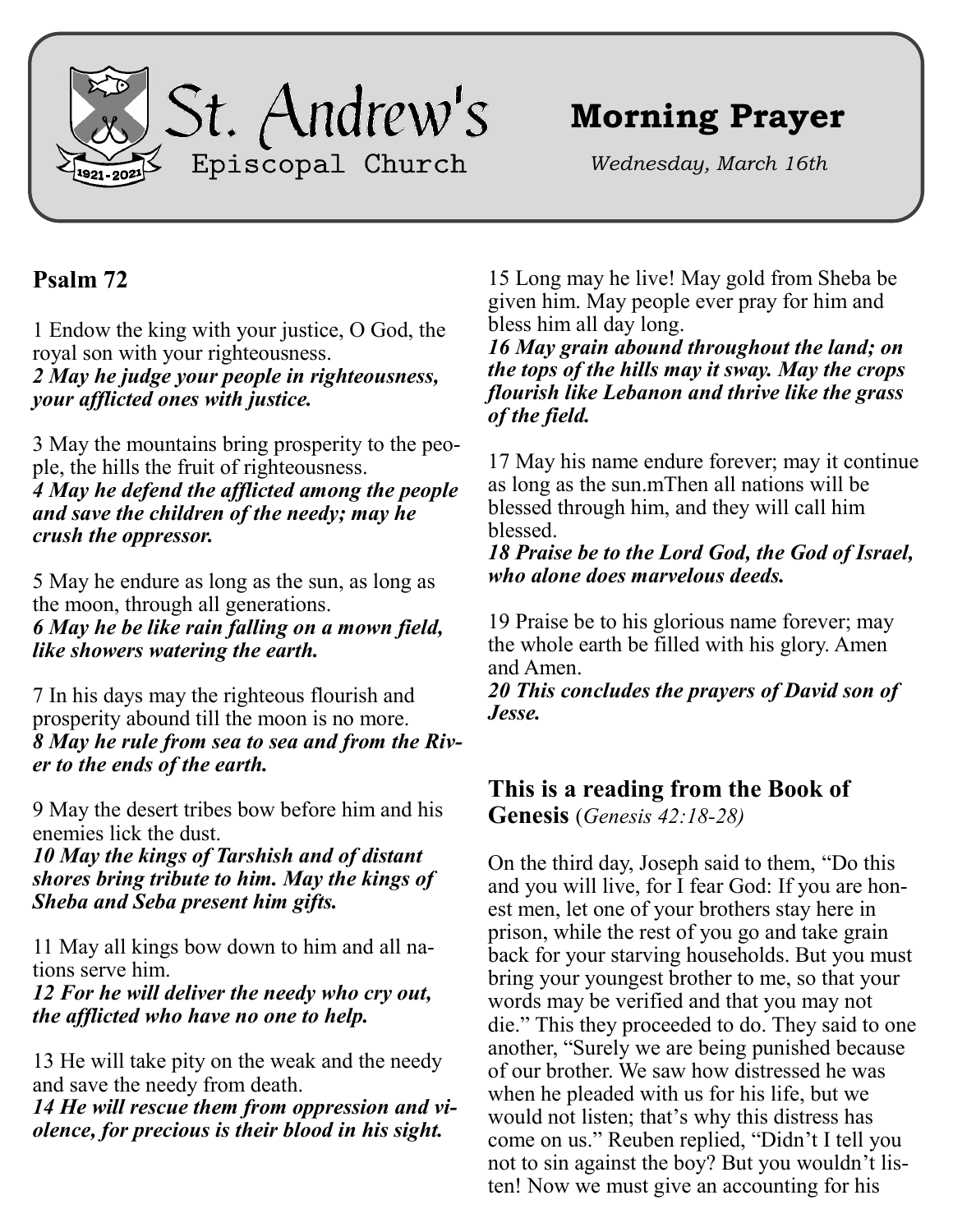# St. Andrew's Episcopal Church

1921-2021

# Morning Prayer

*Wednesday, March 16th*

## Psalm 72

1 Endow the king with your justice, O God, the royal son with your righteousness.
***2 May he judge your people in righteousness, your afflicted ones with justice.***

3 May the mountains bring prosperity to the people, the hills the fruit of righteousness.
***4 May he defend the afflicted among the people and save the children of the needy; may he crush the oppressor.***

5 May he endure as long as the sun, as long as the moon, through all generations.
***6 May he be like rain falling on a mown field, like showers watering the earth.***

7 In his days may the righteous flourish and prosperity abound till the moon is no more.
***8 May he rule from sea to sea and from the River to the ends of the earth.***

9 May the desert tribes bow before him and his enemies lick the dust.
***10 May the kings of Tarshish and of distant shores bring tribute to him. May the kings of Sheba and Seba present him gifts.***

11 May all kings bow down to him and all nations serve him.
***12 For he will deliver the needy who cry out, the afflicted who have no one to help.***

13 He will take pity on the weak and the needy and save the needy from death.
***14 He will rescue them from oppression and violence, for precious is their blood in his sight.***

15 Long may he live! May gold from Sheba be given him. May people ever pray for him and bless him all day long.
***16 May grain abound throughout the land; on the tops of the hills may it sway. May the crops flourish like Lebanon and thrive like the grass of the field.***

17 May his name endure forever; may it continue as long as the sun.mThen all nations will be blessed through him, and they will call him blessed.
***18 Praise be to the Lord God, the God of Israel, who alone does marvelous deeds.***

19 Praise be to his glorious name forever; may the whole earth be filled with his glory. Amen and Amen.
***20 This concludes the prayers of David son of Jesse.***

## This is a reading from the Book of Genesis (*Genesis 42:18-28)*

On the third day, Joseph said to them, "Do this and you will live, for I fear God: If you are honest men, let one of your brothers stay here in prison, while the rest of you go and take grain back for your starving households. But you must bring your youngest brother to me, so that your words may be verified and that you may not die." This they proceeded to do. They said to one another, "Surely we are being punished because of our brother. We saw how distressed he was when he pleaded with us for his life, but we would not listen; that's why this distress has come on us." Reuben replied, "Didn't I tell you not to sin against the boy? But you wouldn't listen! Now we must give an accounting for his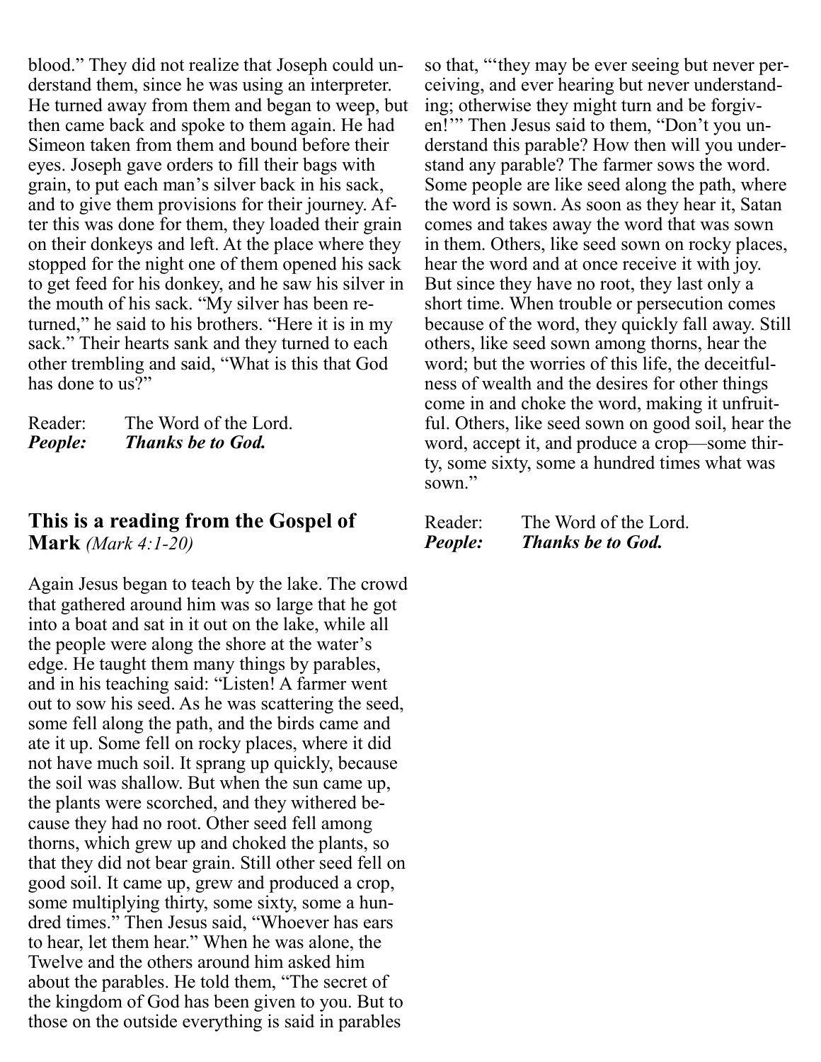blood." They did not realize that Joseph could understand them, since he was using an interpreter. He turned away from them and began to weep, but then came back and spoke to them again. He had Simeon taken from them and bound before their eyes. Joseph gave orders to fill their bags with grain, to put each man's silver back in his sack, and to give them provisions for their journey. After this was done for them, they loaded their grain on their donkeys and left. At the place where they stopped for the night one of them opened his sack to get feed for his donkey, and he saw his silver in the mouth of his sack. "My silver has been returned," he said to his brothers. "Here it is in my sack." Their hearts sank and they turned to each other trembling and said, "What is this that God has done to us?"

Reader: The Word of the Lord.
***People: Thanks be to God.***

## This is a reading from the Gospel of Mark *(Mark 4:1-20)*

Again Jesus began to teach by the lake. The crowd that gathered around him was so large that he got into a boat and sat in it out on the lake, while all the people were along the shore at the water's edge. He taught them many things by parables, and in his teaching said: "Listen! A farmer went out to sow his seed. As he was scattering the seed, some fell along the path, and the birds came and ate it up. Some fell on rocky places, where it did not have much soil. It sprang up quickly, because the soil was shallow. But when the sun came up, the plants were scorched, and they withered because they had no root. Other seed fell among thorns, which grew up and choked the plants, so that they did not bear grain. Still other seed fell on good soil. It came up, grew and produced a crop, some multiplying thirty, some sixty, some a hundred times." Then Jesus said, "Whoever has ears to hear, let them hear." When he was alone, the Twelve and the others around him asked him about the parables. He told them, "The secret of the kingdom of God has been given to you. But to those on the outside everything is said in parables so that, "'they may be ever seeing but never perceiving, and ever hearing but never understanding; otherwise they might turn and be forgiven!'" Then Jesus said to them, "Don't you understand this parable? How then will you understand any parable? The farmer sows the word. Some people are like seed along the path, where the word is sown. As soon as they hear it, Satan comes and takes away the word that was sown in them. Others, like seed sown on rocky places, hear the word and at once receive it with joy. But since they have no root, they last only a short time. When trouble or persecution comes because of the word, they quickly fall away. Still others, like seed sown among thorns, hear the word; but the worries of this life, the deceitfulness of wealth and the desires for other things come in and choke the word, making it unfruitful. Others, like seed sown on good soil, hear the word, accept it, and produce a crop—some thirty, some sixty, some a hundred times what was sown."

Reader: The Word of the Lord.
***People: Thanks be to God.***